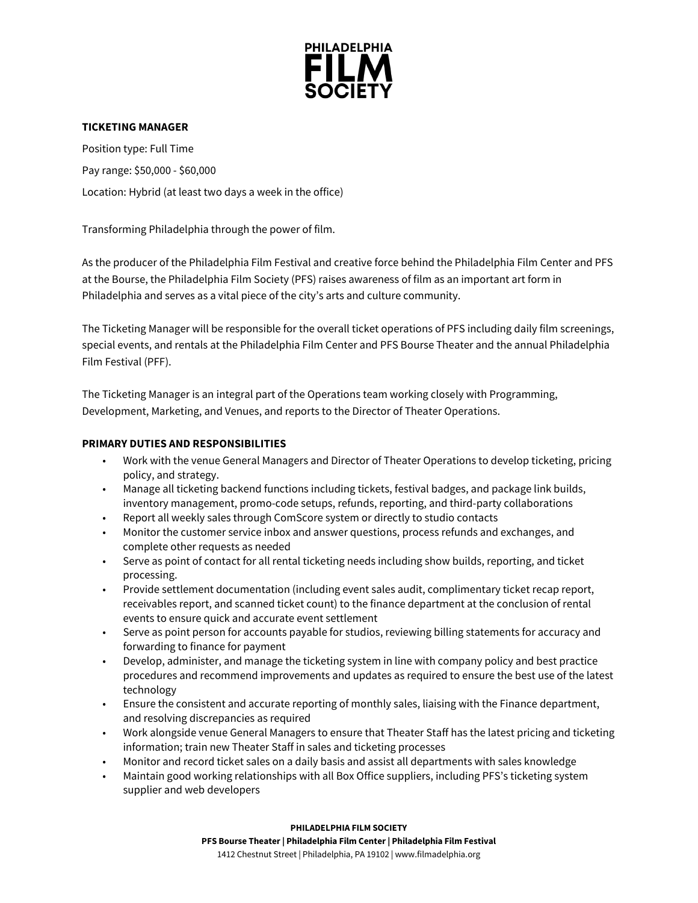# PHILADELPHIA FILM SOCIETY

**TICKETING MANAGER**

Position type: Full Time

Pay range: $50,000 - $60,000

Location: Hybrid (at least two days a week in the office)

Transforming Philadelphia through the power of film.

As the producer of the Philadelphia Film Festival and creative force behind the Philadelphia Film Center and PFS at the Bourse, the Philadelphia Film Society (PFS) raises awareness of film as an important art form in Philadelphia and serves as a vital piece of the city's arts and culture community.

The Ticketing Manager will be responsible for the overall ticket operations of PFS including daily film screenings, special events, and rentals at the Philadelphia Film Center and PFS Bourse Theater and the annual Philadelphia Film Festival (PFF).

The Ticketing Manager is an integral part of the Operations team working closely with Programming, Development, Marketing, and Venues, and reports to the Director of Theater Operations.

**PRIMARY DUTIES AND RESPONSIBILITIES**

- Work with the venue General Managers and Director of Theater Operations to develop ticketing, pricing policy, and strategy.
- Manage all ticketing backend functions including tickets, festival badges, and package link builds, inventory management, promo-code setups, refunds, reporting, and third-party collaborations
- Report all weekly sales through ComScore system or directly to studio contacts
- Monitor the customer service inbox and answer questions, process refunds and exchanges, and complete other requests as needed
- Serve as point of contact for all rental ticketing needs including show builds, reporting, and ticket processing.
- Provide settlement documentation (including event sales audit, complimentary ticket recap report, receivables report, and scanned ticket count) to the finance department at the conclusion of rental events to ensure quick and accurate event settlement
- Serve as point person for accounts payable for studios, reviewing billing statements for accuracy and forwarding to finance for payment
- Develop, administer, and manage the ticketing system in line with company policy and best practice procedures and recommend improvements and updates as required to ensure the best use of the latest technology
- Ensure the consistent and accurate reporting of monthly sales, liaising with the Finance department, and resolving discrepancies as required
- Work alongside venue General Managers to ensure that Theater Staff has the latest pricing and ticketing information; train new Theater Staff in sales and ticketing processes
- Monitor and record ticket sales on a daily basis and assist all departments with sales knowledge
- Maintain good working relationships with all Box Office suppliers, including PFS's ticketing system supplier and web developers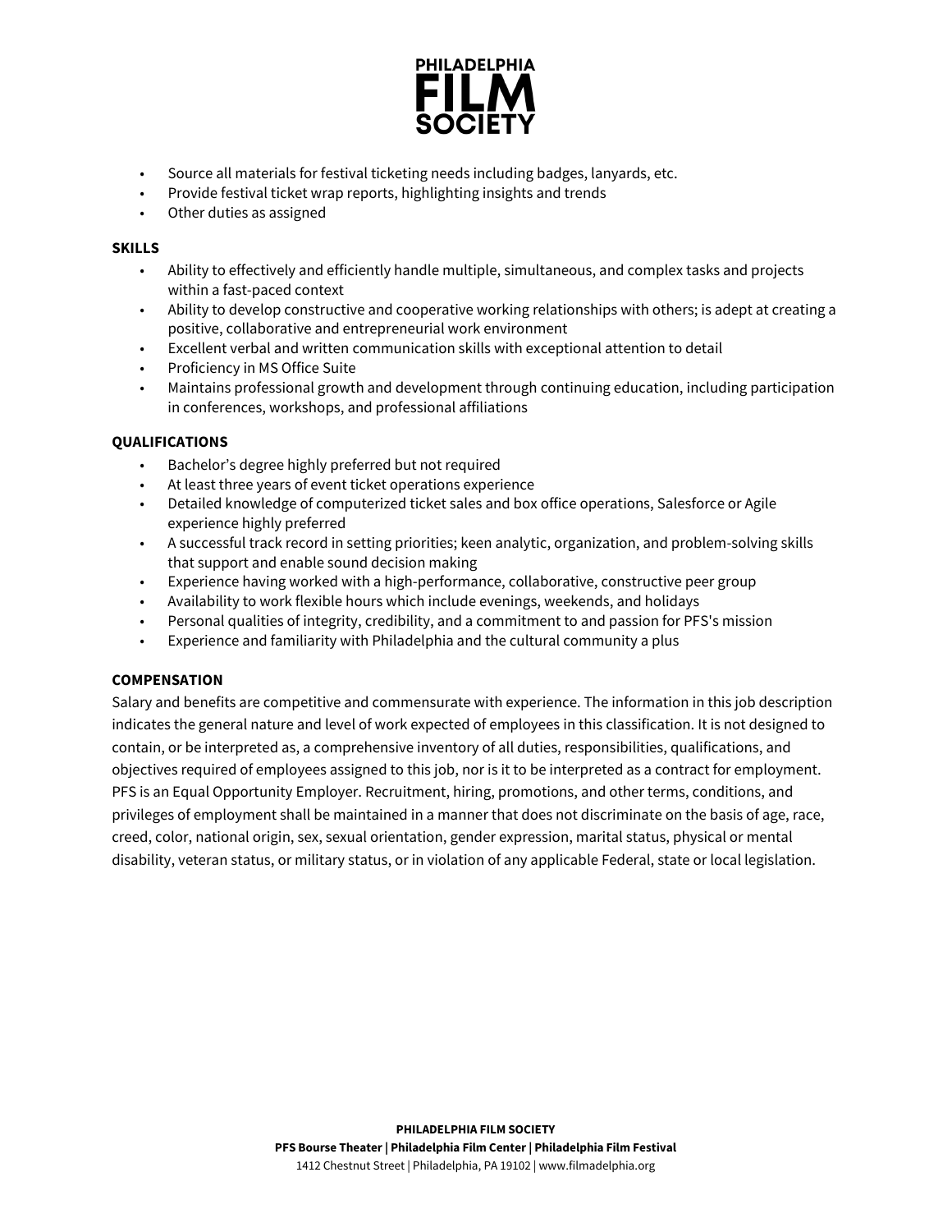- Source all materials for festival ticketing needs including badges, lanyards, etc.
- Provide festival ticket wrap reports, highlighting insights and trends
- Other duties as assigned

**SKILLS**

- Ability to effectively and efficiently handle multiple, simultaneous, and complex tasks and projects within a fast-paced context
- Ability to develop constructive and cooperative working relationships with others; is adept at creating a positive, collaborative and entrepreneurial work environment
- Excellent verbal and written communication skills with exceptional attention to detail
- Proficiency in MS Office Suite
- Maintains professional growth and development through continuing education, including participation in conferences, workshops, and professional affiliations

**QUALIFICATIONS**

- Bachelor's degree highly preferred but not required
- At least three years of event ticket operations experience
- Detailed knowledge of computerized ticket sales and box office operations, Salesforce or Agile experience highly preferred
- A successful track record in setting priorities; keen analytic, organization, and problem-solving skills that support and enable sound decision making
- Experience having worked with a high-performance, collaborative, constructive peer group
- Availability to work flexible hours which include evenings, weekends, and holidays
- Personal qualities of integrity, credibility, and a commitment to and passion for PFS's mission
- Experience and familiarity with Philadelphia and the cultural community a plus

**COMPENSATION**

Salary and benefits are competitive and commensurate with experience. The information in this job description indicates the general nature and level of work expected of employees in this classification. It is not designed to contain, or be interpreted as, a comprehensive inventory of all duties, responsibilities, qualifications, and objectives required of employees assigned to this job, nor is it to be interpreted as a contract for employment. PFS is an Equal Opportunity Employer. Recruitment, hiring, promotions, and other terms, conditions, and privileges of employment shall be maintained in a manner that does not discriminate on the basis of age, race, creed, color, national origin, sex, sexual orientation, gender expression, marital status, physical or mental disability, veteran status, or military status, or in violation of any applicable Federal, state or local legislation.